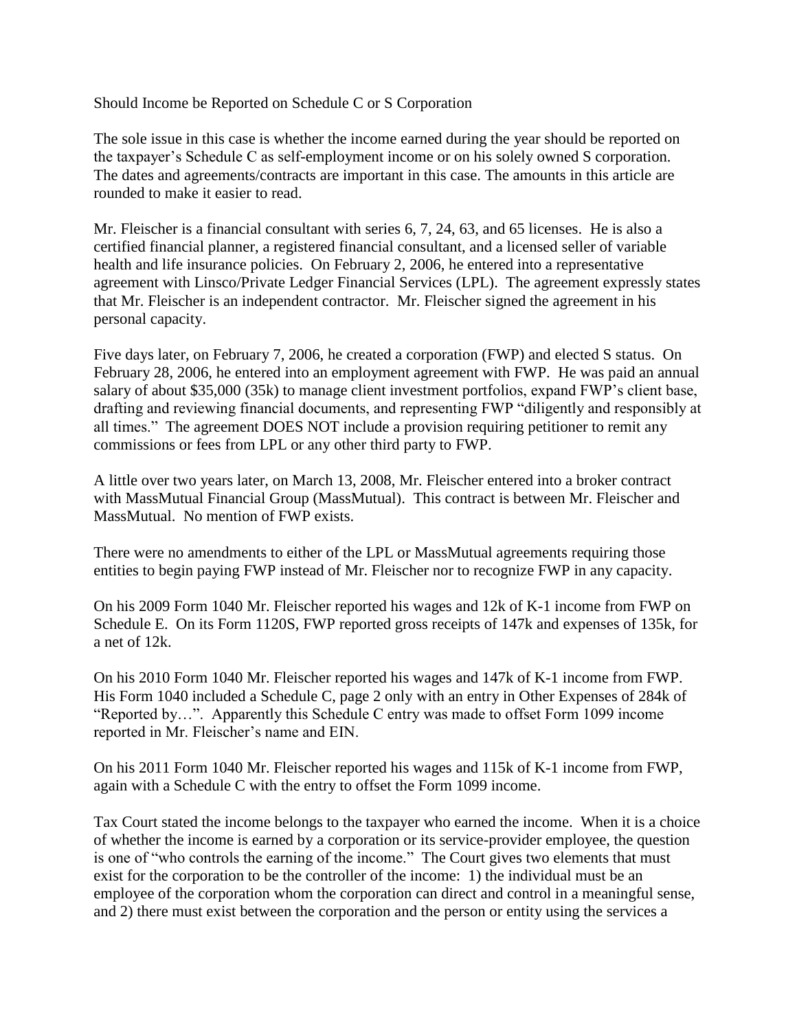# Should Income be Reported on Schedule C or S Corporation

The sole issue in this case is whether the income earned during the year should be reported on the taxpayer's Schedule C as self-employment income or on his solely owned S corporation. The dates and agreements/contracts are important in this case. The amounts in this article are rounded to make it easier to read.

Mr. Fleischer is a financial consultant with series 6, 7, 24, 63, and 65 licenses. He is also a certified financial planner, a registered financial consultant, and a licensed seller of variable health and life insurance policies. On February 2, 2006, he entered into a representative agreement with Linsco/Private Ledger Financial Services (LPL). The agreement expressly states that Mr. Fleischer is an independent contractor. Mr. Fleischer signed the agreement in his personal capacity.

Five days later, on February 7, 2006, he created a corporation (FWP) and elected S status. On February 28, 2006, he entered into an employment agreement with FWP. He was paid an annual salary of about $35,000 (35k) to manage client investment portfolios, expand FWP's client base, drafting and reviewing financial documents, and representing FWP "diligently and responsibly at all times." The agreement DOES NOT include a provision requiring petitioner to remit any commissions or fees from LPL or any other third party to FWP.

A little over two years later, on March 13, 2008, Mr. Fleischer entered into a broker contract with MassMutual Financial Group (MassMutual). This contract is between Mr. Fleischer and MassMutual. No mention of FWP exists.

There were no amendments to either of the LPL or MassMutual agreements requiring those entities to begin paying FWP instead of Mr. Fleischer nor to recognize FWP in any capacity.

On his 2009 Form 1040 Mr. Fleischer reported his wages and 12k of K-1 income from FWP on Schedule E. On its Form 1120S, FWP reported gross receipts of 147k and expenses of 135k, for a net of 12k.

On his 2010 Form 1040 Mr. Fleischer reported his wages and 147k of K-1 income from FWP. His Form 1040 included a Schedule C, page 2 only with an entry in Other Expenses of 284k of "Reported by…". Apparently this Schedule C entry was made to offset Form 1099 income reported in Mr. Fleischer's name and EIN.

On his 2011 Form 1040 Mr. Fleischer reported his wages and 115k of K-1 income from FWP, again with a Schedule C with the entry to offset the Form 1099 income.

Tax Court stated the income belongs to the taxpayer who earned the income. When it is a choice of whether the income is earned by a corporation or its service-provider employee, the question is one of "who controls the earning of the income." The Court gives two elements that must exist for the corporation to be the controller of the income: 1) the individual must be an employee of the corporation whom the corporation can direct and control in a meaningful sense, and 2) there must exist between the corporation and the person or entity using the services a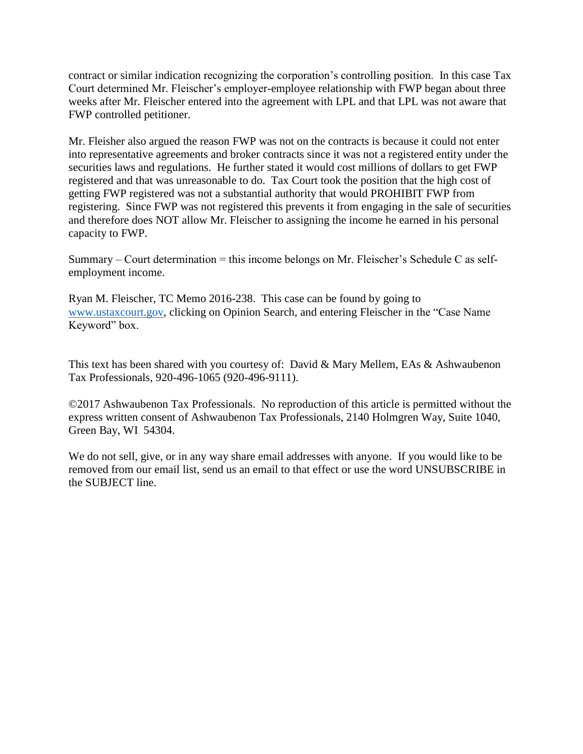contract or similar indication recognizing the corporation's controlling position. In this case Tax Court determined Mr. Fleischer's employer-employee relationship with FWP began about three weeks after Mr. Fleischer entered into the agreement with LPL and that LPL was not aware that FWP controlled petitioner.

Mr. Fleisher also argued the reason FWP was not on the contracts is because it could not enter into representative agreements and broker contracts since it was not a registered entity under the securities laws and regulations. He further stated it would cost millions of dollars to get FWP registered and that was unreasonable to do. Tax Court took the position that the high cost of getting FWP registered was not a substantial authority that would PROHIBIT FWP from registering. Since FWP was not registered this prevents it from engaging in the sale of securities and therefore does NOT allow Mr. Fleischer to assigning the income he earned in his personal capacity to FWP.

Summary – Court determination = this income belongs on Mr. Fleischer's Schedule C as self-employment income.

Ryan M. Fleischer, TC Memo 2016-238. This case can be found by going to [www.ustaxcourt.gov](http://www.ustaxcourt.gov), clicking on Opinion Search, and entering Fleischer in the "Case Name Keyword" box.

This text has been shared with you courtesy of: David & Mary Mellem, EAs & Ashwaubenon Tax Professionals, 920-496-1065 (920-496-9111).

©2017 Ashwaubenon Tax Professionals. No reproduction of this article is permitted without the express written consent of Ashwaubenon Tax Professionals, 2140 Holmgren Way, Suite 1040, Green Bay, WI 54304.

We do not sell, give, or in any way share email addresses with anyone. If you would like to be removed from our email list, send us an email to that effect or use the word UNSUBSCRIBE in the SUBJECT line.